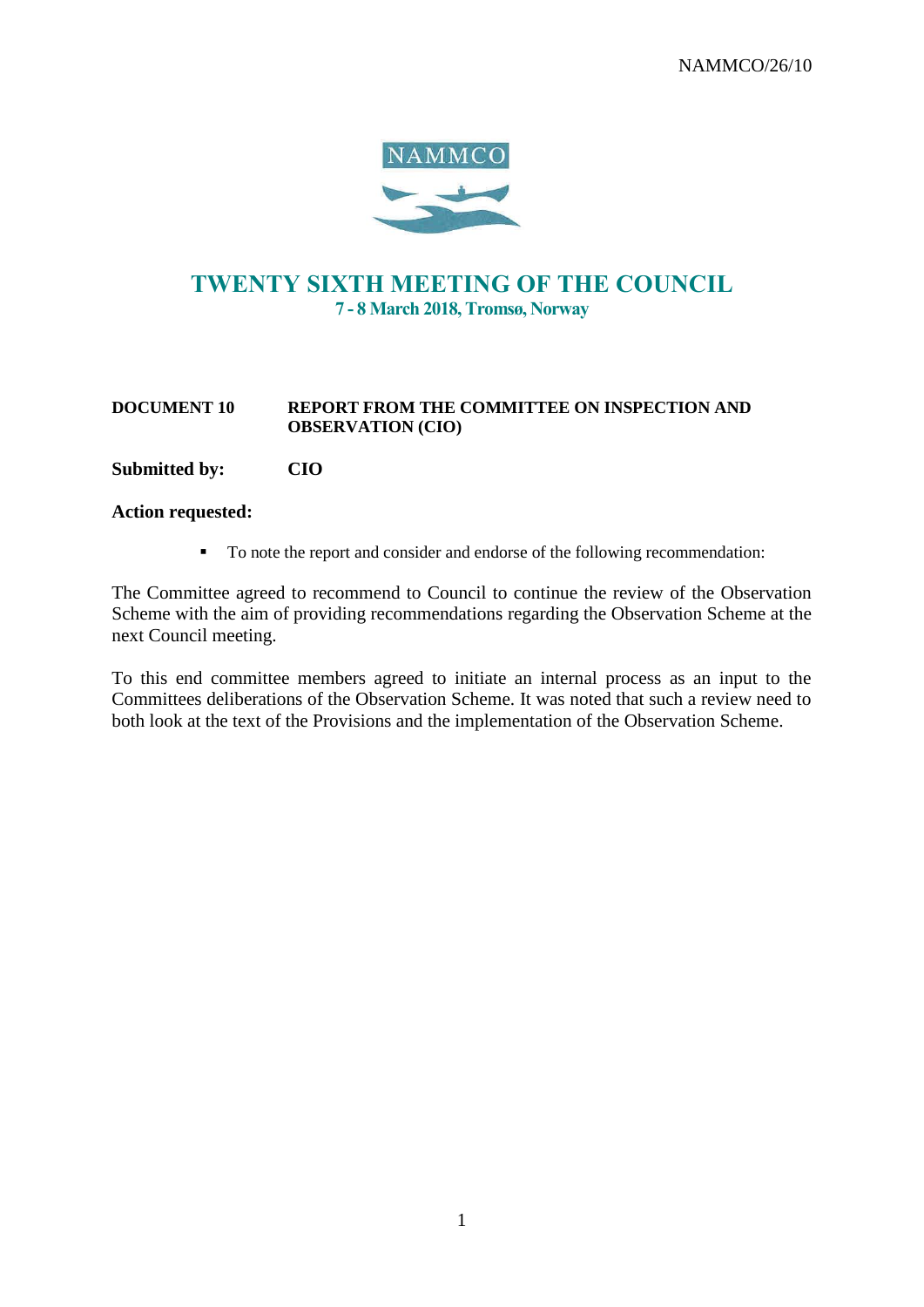NAMMCO/26/10

# TWENTY SIXTH MEETING OF THE COUNCIL

**7 - 8 March 2018, Tromsø, Norway**

**DOCUMENT 10 REPORT FROM THE COMMITTEE ON INSPECTION AND OBSERVATION (CIO)**

**Submitted by: CIO**

**Action requested:**

- To note the report and consider and endorse of the following recommendation:

The Committee agreed to recommend to Council to continue the review of the Observation Scheme with the aim of providing recommendations regarding the Observation Scheme at the next Council meeting.

To this end committee members agreed to initiate an internal process as an input to the Committees deliberations of the Observation Scheme. It was noted that such a review need to both look at the text of the Provisions and the implementation of the Observation Scheme.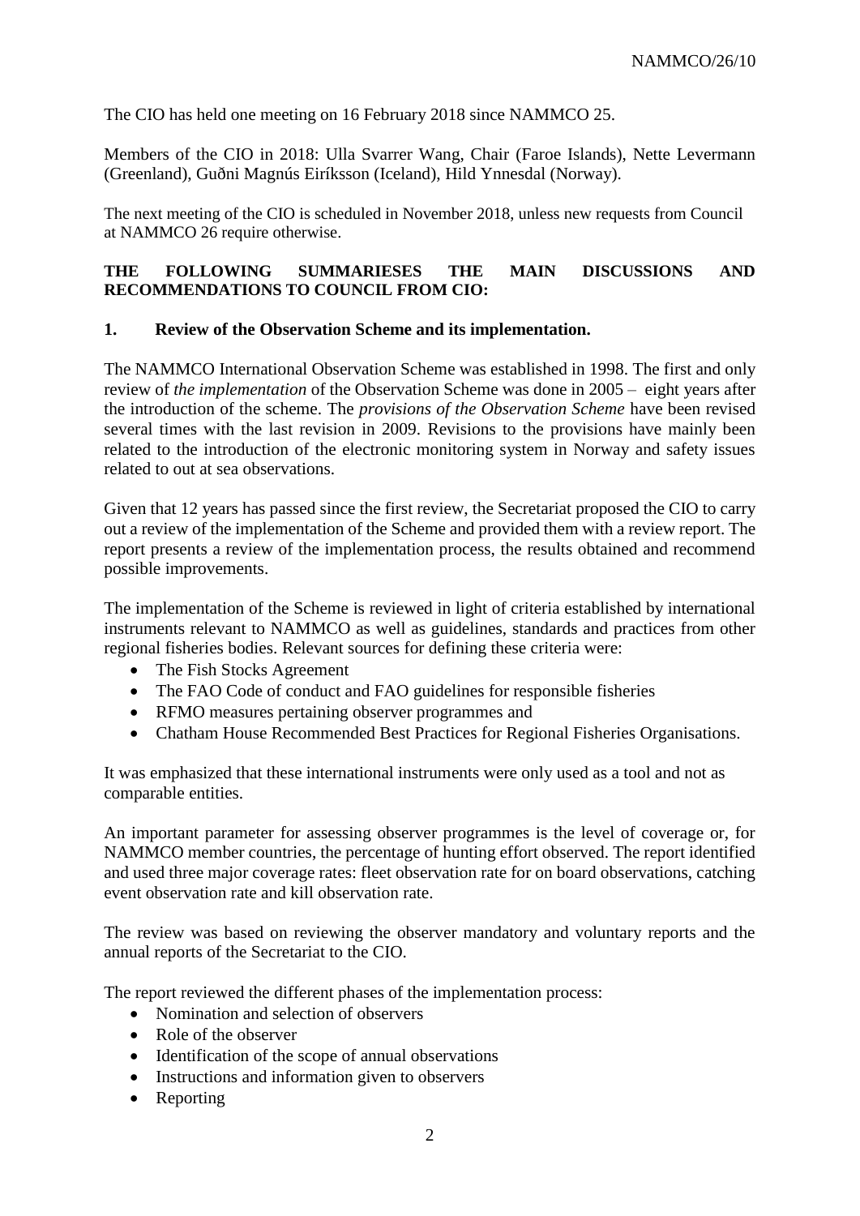The CIO has held one meeting on 16 February 2018 since NAMMCO 25.

Members of the CIO in 2018: Ulla Svarrer Wang, Chair (Faroe Islands), Nette Levermann (Greenland), Guðni Magnús Eiríksson (Iceland), Hild Ynnesdal (Norway).

The next meeting of the CIO is scheduled in November 2018, unless new requests from Council at NAMMCO 26 require otherwise.

**THE FOLLOWING SUMMARIESES THE MAIN DISCUSSIONS AND RECOMMENDATIONS TO COUNCIL FROM CIO:**

## 1. Review of the Observation Scheme and its implementation.

The NAMMCO International Observation Scheme was established in 1998. The first and only review of *the implementation* of the Observation Scheme was done in 2005 – eight years after the introduction of the scheme. The *provisions of the Observation Scheme* have been revised several times with the last revision in 2009. Revisions to the provisions have mainly been related to the introduction of the electronic monitoring system in Norway and safety issues related to out at sea observations.

Given that 12 years has passed since the first review, the Secretariat proposed the CIO to carry out a review of the implementation of the Scheme and provided them with a review report. The report presents a review of the implementation process, the results obtained and recommend possible improvements.

The implementation of the Scheme is reviewed in light of criteria established by international instruments relevant to NAMMCO as well as guidelines, standards and practices from other regional fisheries bodies. Relevant sources for defining these criteria were:

- The Fish Stocks Agreement
- The FAO Code of conduct and FAO guidelines for responsible fisheries
- RFMO measures pertaining observer programmes and
- Chatham House Recommended Best Practices for Regional Fisheries Organisations.

It was emphasized that these international instruments were only used as a tool and not as comparable entities.

An important parameter for assessing observer programmes is the level of coverage or, for NAMMCO member countries, the percentage of hunting effort observed. The report identified and used three major coverage rates: fleet observation rate for on board observations, catching event observation rate and kill observation rate.

The review was based on reviewing the observer mandatory and voluntary reports and the annual reports of the Secretariat to the CIO.

The report reviewed the different phases of the implementation process:

- Nomination and selection of observers
- Role of the observer
- Identification of the scope of annual observations
- Instructions and information given to observers
- Reporting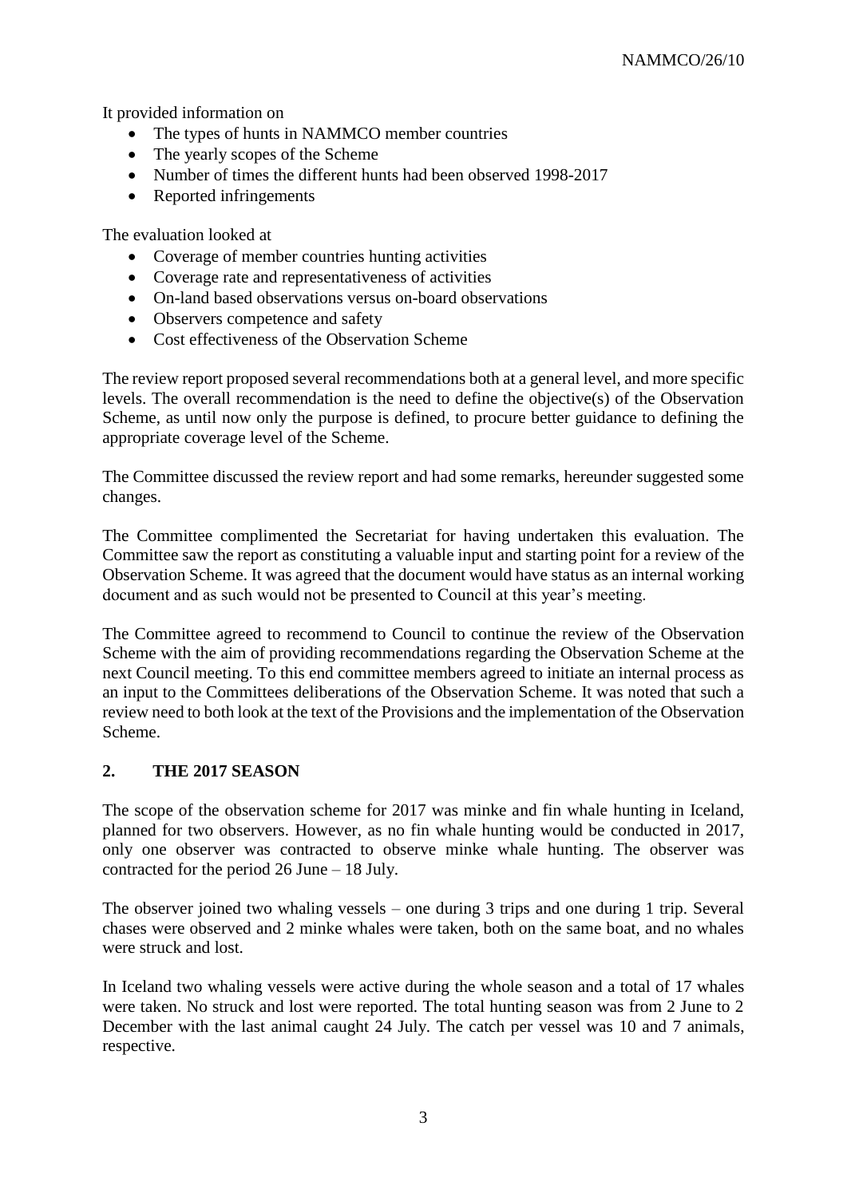It provided information on

- The types of hunts in NAMMCO member countries
- The yearly scopes of the Scheme
- Number of times the different hunts had been observed 1998-2017
- Reported infringements

The evaluation looked at

- Coverage of member countries hunting activities
- Coverage rate and representativeness of activities
- On-land based observations versus on-board observations
- Observers competence and safety
- Cost effectiveness of the Observation Scheme

The review report proposed several recommendations both at a general level, and more specific levels. The overall recommendation is the need to define the objective(s) of the Observation Scheme, as until now only the purpose is defined, to procure better guidance to defining the appropriate coverage level of the Scheme.

The Committee discussed the review report and had some remarks, hereunder suggested some changes.

The Committee complimented the Secretariat for having undertaken this evaluation. The Committee saw the report as constituting a valuable input and starting point for a review of the Observation Scheme. It was agreed that the document would have status as an internal working document and as such would not be presented to Council at this year's meeting.

The Committee agreed to recommend to Council to continue the review of the Observation Scheme with the aim of providing recommendations regarding the Observation Scheme at the next Council meeting. To this end committee members agreed to initiate an internal process as an input to the Committees deliberations of the Observation Scheme. It was noted that such a review need to both look at the text of the Provisions and the implementation of the Observation Scheme.

## 2. THE 2017 SEASON

The scope of the observation scheme for 2017 was minke and fin whale hunting in Iceland, planned for two observers. However, as no fin whale hunting would be conducted in 2017, only one observer was contracted to observe minke whale hunting. The observer was contracted for the period 26 June – 18 July.

The observer joined two whaling vessels – one during 3 trips and one during 1 trip. Several chases were observed and 2 minke whales were taken, both on the same boat, and no whales were struck and lost.

In Iceland two whaling vessels were active during the whole season and a total of 17 whales were taken. No struck and lost were reported. The total hunting season was from 2 June to 2 December with the last animal caught 24 July. The catch per vessel was 10 and 7 animals, respective.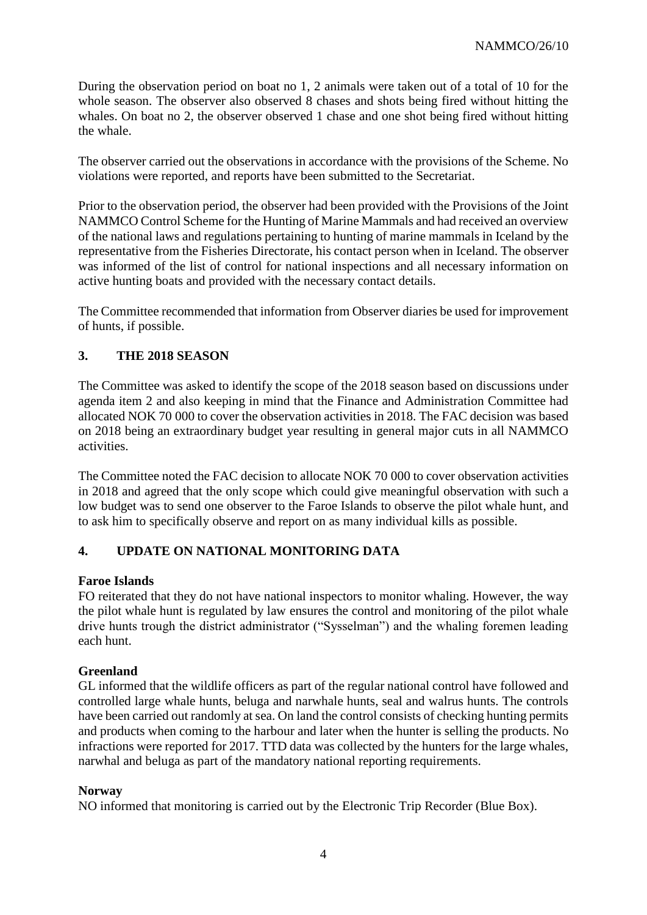During the observation period on boat no 1, 2 animals were taken out of a total of 10 for the whole season. The observer also observed 8 chases and shots being fired without hitting the whales. On boat no 2, the observer observed 1 chase and one shot being fired without hitting the whale.

The observer carried out the observations in accordance with the provisions of the Scheme. No violations were reported, and reports have been submitted to the Secretariat.

Prior to the observation period, the observer had been provided with the Provisions of the Joint NAMMCO Control Scheme for the Hunting of Marine Mammals and had received an overview of the national laws and regulations pertaining to hunting of marine mammals in Iceland by the representative from the Fisheries Directorate, his contact person when in Iceland. The observer was informed of the list of control for national inspections and all necessary information on active hunting boats and provided with the necessary contact details.

The Committee recommended that information from Observer diaries be used for improvement of hunts, if possible.

## 3. THE 2018 SEASON

The Committee was asked to identify the scope of the 2018 season based on discussions under agenda item 2 and also keeping in mind that the Finance and Administration Committee had allocated NOK 70 000 to cover the observation activities in 2018. The FAC decision was based on 2018 being an extraordinary budget year resulting in general major cuts in all NAMMCO activities.

The Committee noted the FAC decision to allocate NOK 70 000 to cover observation activities in 2018 and agreed that the only scope which could give meaningful observation with such a low budget was to send one observer to the Faroe Islands to observe the pilot whale hunt, and to ask him to specifically observe and report on as many individual kills as possible.

## 4. UPDATE ON NATIONAL MONITORING DATA

**Faroe Islands**

FO reiterated that they do not have national inspectors to monitor whaling. However, the way the pilot whale hunt is regulated by law ensures the control and monitoring of the pilot whale drive hunts trough the district administrator ("Sysselman") and the whaling foremen leading each hunt.

**Greenland**

GL informed that the wildlife officers as part of the regular national control have followed and controlled large whale hunts, beluga and narwhale hunts, seal and walrus hunts. The controls have been carried out randomly at sea. On land the control consists of checking hunting permits and products when coming to the harbour and later when the hunter is selling the products. No infractions were reported for 2017. TTD data was collected by the hunters for the large whales, narwhal and beluga as part of the mandatory national reporting requirements.

**Norway**

NO informed that monitoring is carried out by the Electronic Trip Recorder (Blue Box).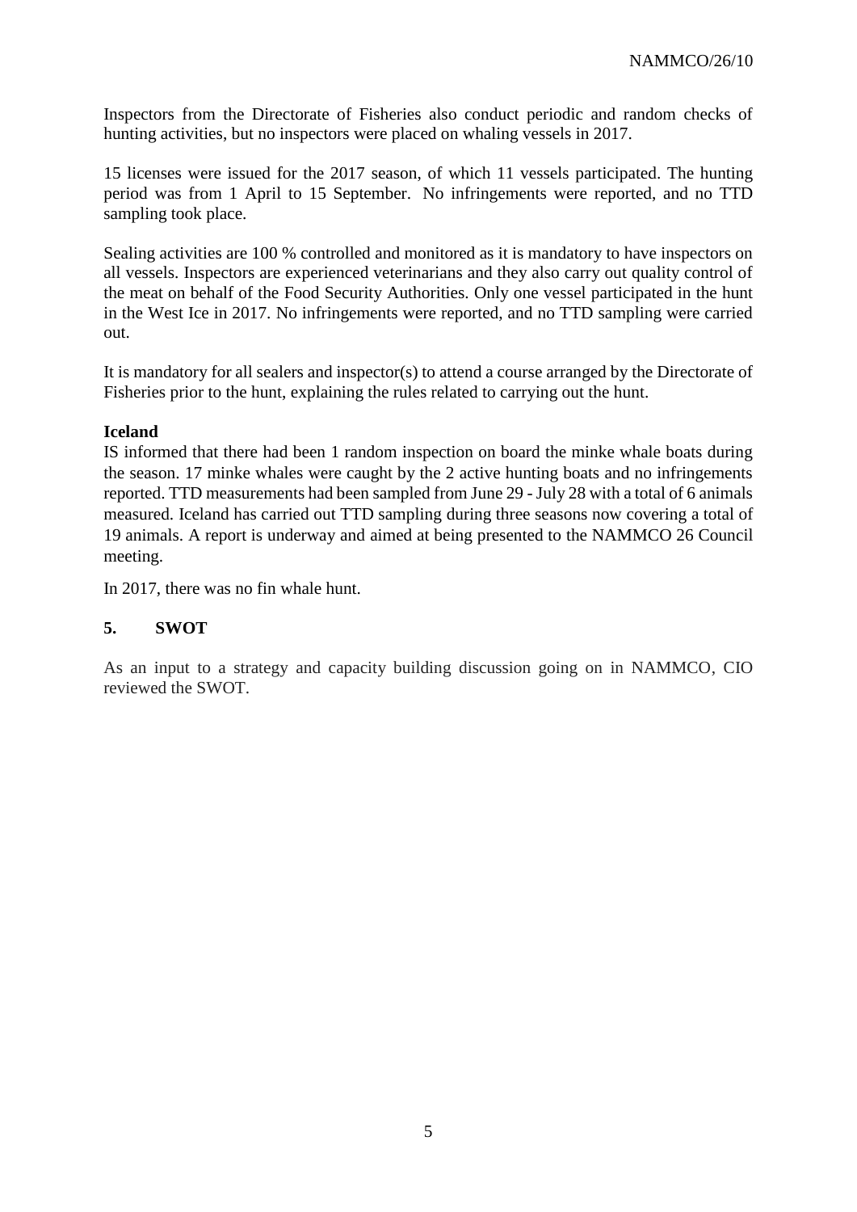Inspectors from the Directorate of Fisheries also conduct periodic and random checks of hunting activities, but no inspectors were placed on whaling vessels in 2017.

15 licenses were issued for the 2017 season, of which 11 vessels participated. The hunting period was from 1 April to 15 September. No infringements were reported, and no TTD sampling took place.

Sealing activities are 100 % controlled and monitored as it is mandatory to have inspectors on all vessels. Inspectors are experienced veterinarians and they also carry out quality control of the meat on behalf of the Food Security Authorities. Only one vessel participated in the hunt in the West Ice in 2017. No infringements were reported, and no TTD sampling were carried out.

It is mandatory for all sealers and inspector(s) to attend a course arranged by the Directorate of Fisheries prior to the hunt, explaining the rules related to carrying out the hunt.

**Iceland**

IS informed that there had been 1 random inspection on board the minke whale boats during the season. 17 minke whales were caught by the 2 active hunting boats and no infringements reported. TTD measurements had been sampled from June 29 - July 28 with a total of 6 animals measured. Iceland has carried out TTD sampling during three seasons now covering a total of 19 animals. A report is underway and aimed at being presented to the NAMMCO 26 Council meeting.

In 2017, there was no fin whale hunt.

## 5. SWOT

As an input to a strategy and capacity building discussion going on in NAMMCO, CIO reviewed the SWOT.